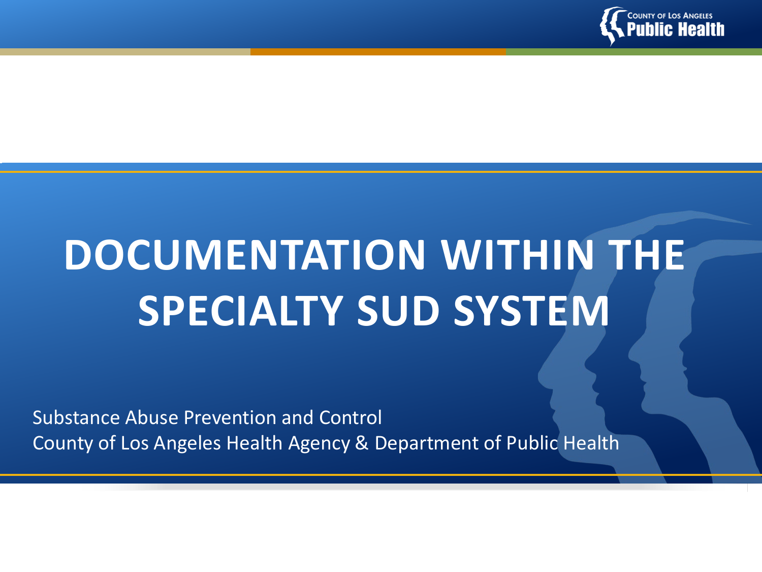# DOCUMENTATION WITHIN THE SPECIALTY SUD SYSTEM

Substance Abuse Prevention and Control
County of Los Angeles Health Agency & Department of Public Health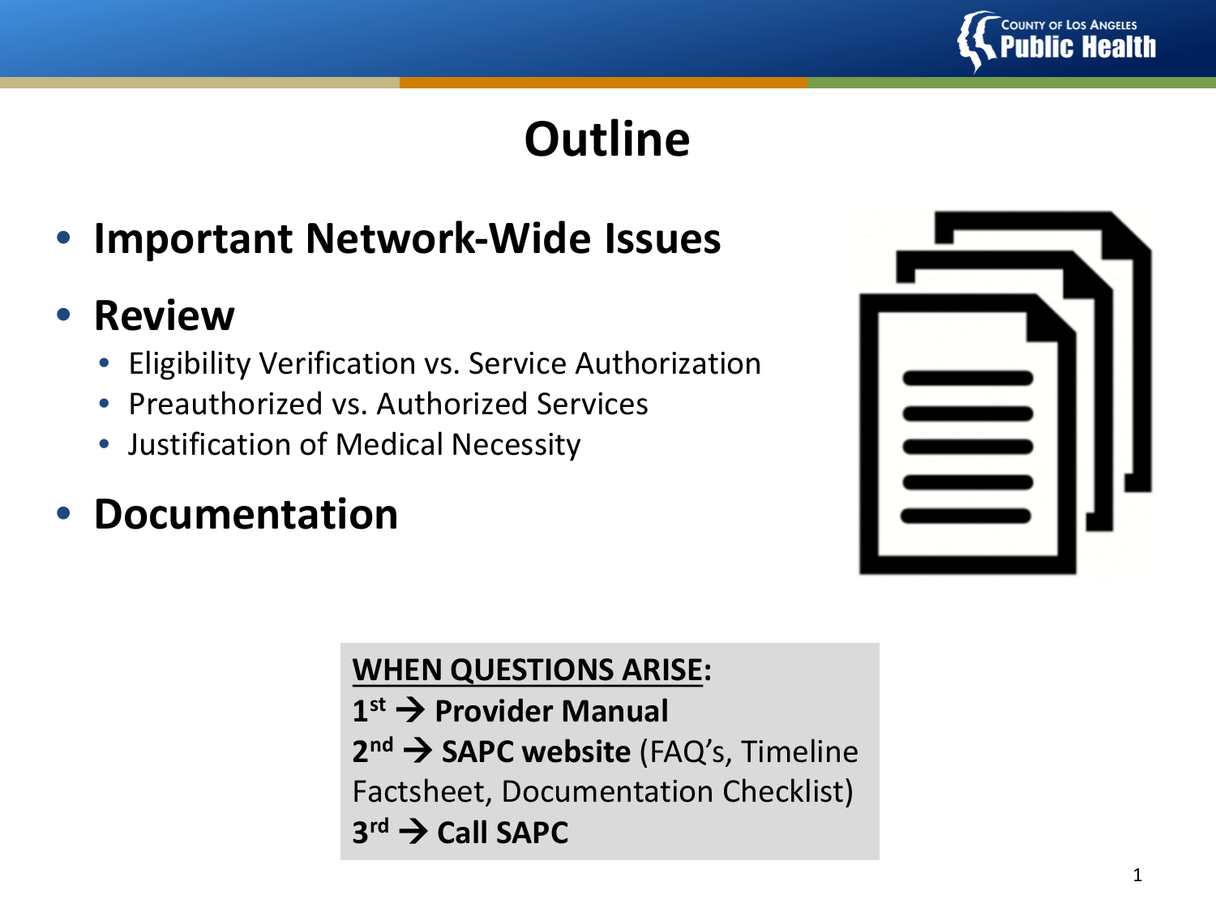# Outline

- **Important Network-Wide Issues**
- **Review**
  - Eligibility Verification vs. Service Authorization
  - Preauthorized vs. Authorized Services
  - Justification of Medical Necessity
- **Documentation**

**WHEN QUESTIONS ARISE:**
**1st → Provider Manual**
**2nd → SAPC website** (FAQ's, Timeline Factsheet, Documentation Checklist)
**3rd → Call SAPC**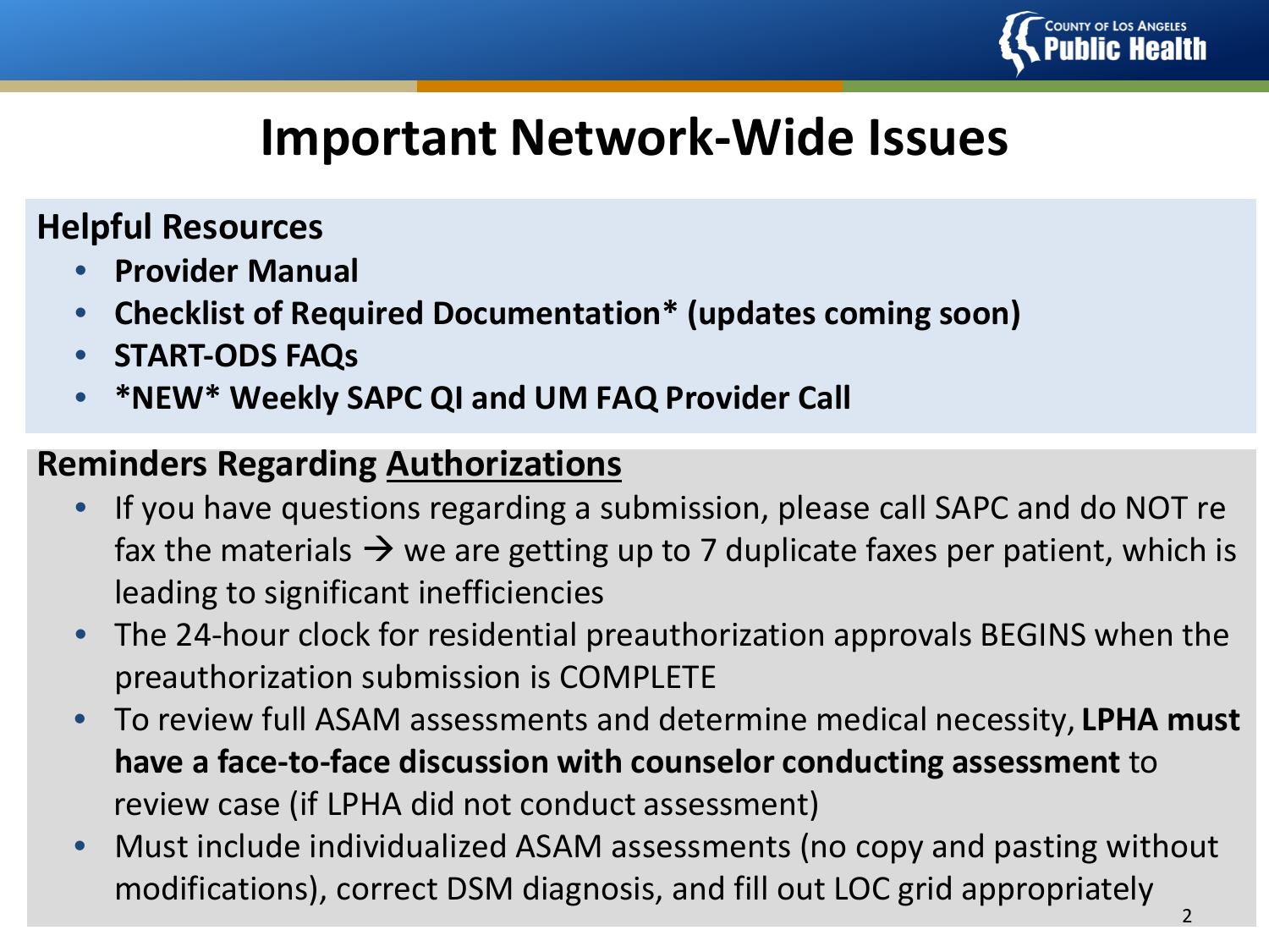# Important Network-Wide Issues

**Helpful Resources**

- **Provider Manual**
- **Checklist of Required Documentation* (updates coming soon)**
- **START-ODS FAQs**
- ***NEW* Weekly SAPC QI and UM FAQ Provider Call**

**Reminders Regarding <u>Authorizations</u>**

- If you have questions regarding a submission, please call SAPC and do NOT re fax the materials → we are getting up to 7 duplicate faxes per patient, which is leading to significant inefficiencies
- The 24-hour clock for residential preauthorization approvals BEGINS when the preauthorization submission is COMPLETE
- To review full ASAM assessments and determine medical necessity, **LPHA must have a face-to-face discussion with counselor conducting assessment** to review case (if LPHA did not conduct assessment)
- Must include individualized ASAM assessments (no copy and pasting without modifications), correct DSM diagnosis, and fill out LOC grid appropriately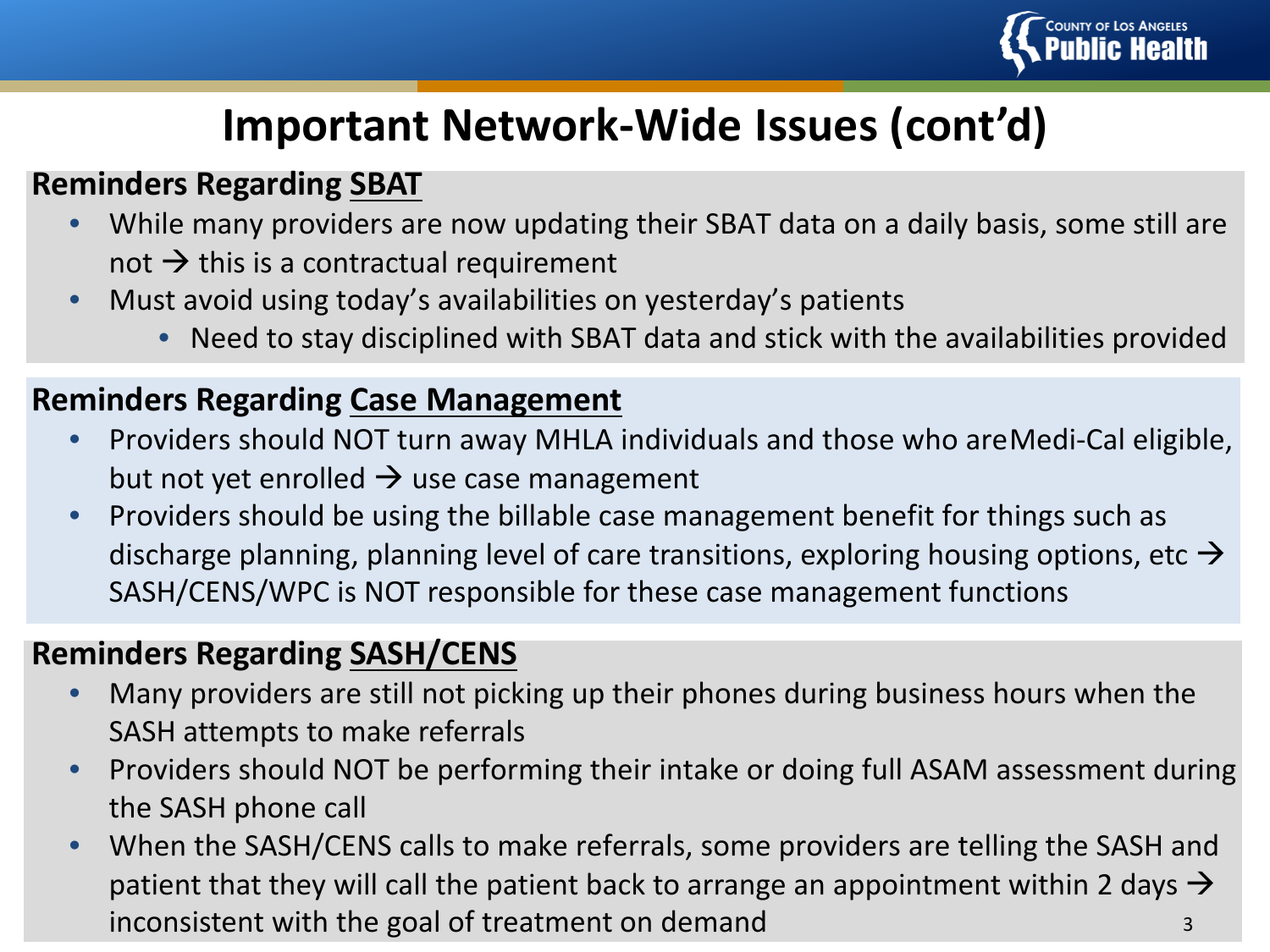# Important Network-Wide Issues (cont'd)

## Reminders Regarding SBAT

- While many providers are now updating their SBAT data on a daily basis, some still are not → this is a contractual requirement
- Must avoid using today's availabilities on yesterday's patients
  - Need to stay disciplined with SBAT data and stick with the availabilities provided

## Reminders Regarding Case Management

- Providers should NOT turn away MHLA individuals and those who areMedi-Cal eligible, but not yet enrolled → use case management
- Providers should be using the billable case management benefit for things such as discharge planning, planning level of care transitions, exploring housing options, etc → SASH/CENS/WPC is NOT responsible for these case management functions

## Reminders Regarding SASH/CENS

- Many providers are still not picking up their phones during business hours when the SASH attempts to make referrals
- Providers should NOT be performing their intake or doing full ASAM assessment during the SASH phone call
- When the SASH/CENS calls to make referrals, some providers are telling the SASH and patient that they will call the patient back to arrange an appointment within 2 days → inconsistent with the goal of treatment on demand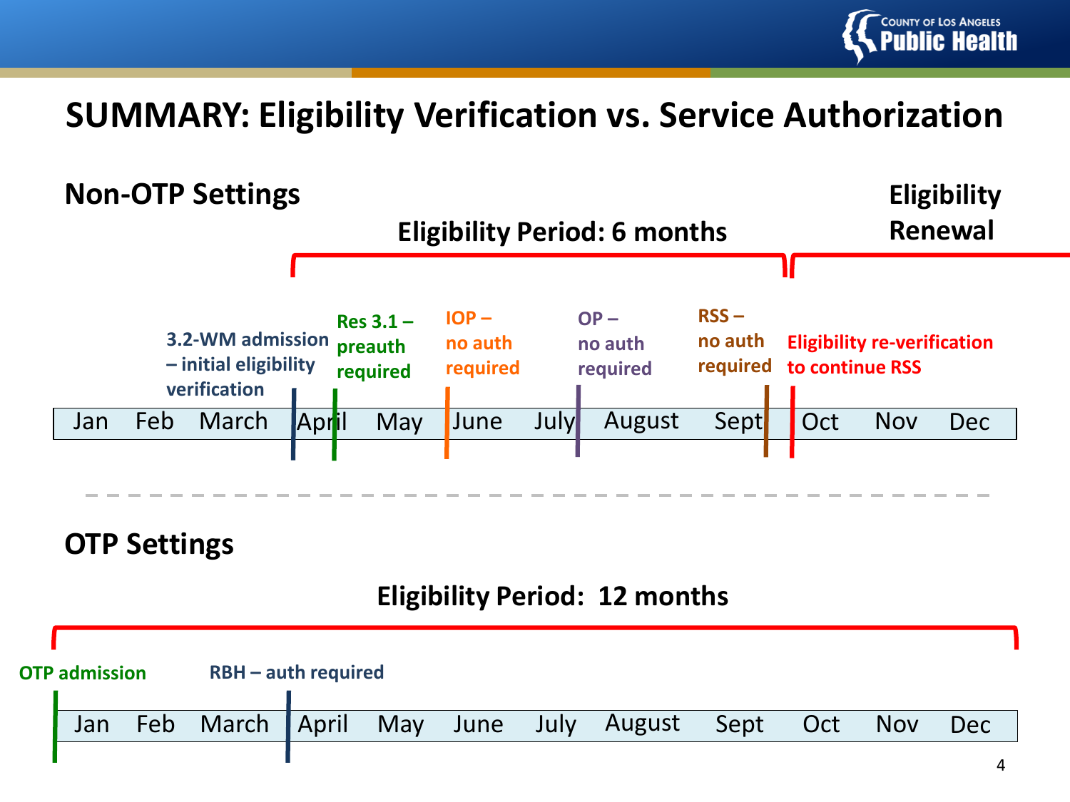# SUMMARY: Eligibility Verification vs. Service Authorization

## Non-OTP Settings

**Eligibility Period: 6 months**

**Eligibility Renewal**

- **3.2-WM admission – initial eligibility verification** (April)
- **Res 3.1 – preauth required** (April)
- **IOP – no auth required** (June)
- **OP – no auth required** (July/August)
- **RSS – no auth required** (September)
- **Eligibility re-verification to continue RSS** (October)

Jan | Feb | March | April | May | June | July | August | Sept | Oct | Nov | Dec

## OTP Settings

**Eligibility Period: 12 months**

- **OTP admission** (January)
- **RBH – auth required** (April)

Jan | Feb | March | April | May | June | July | August | Sept | Oct | Nov | Dec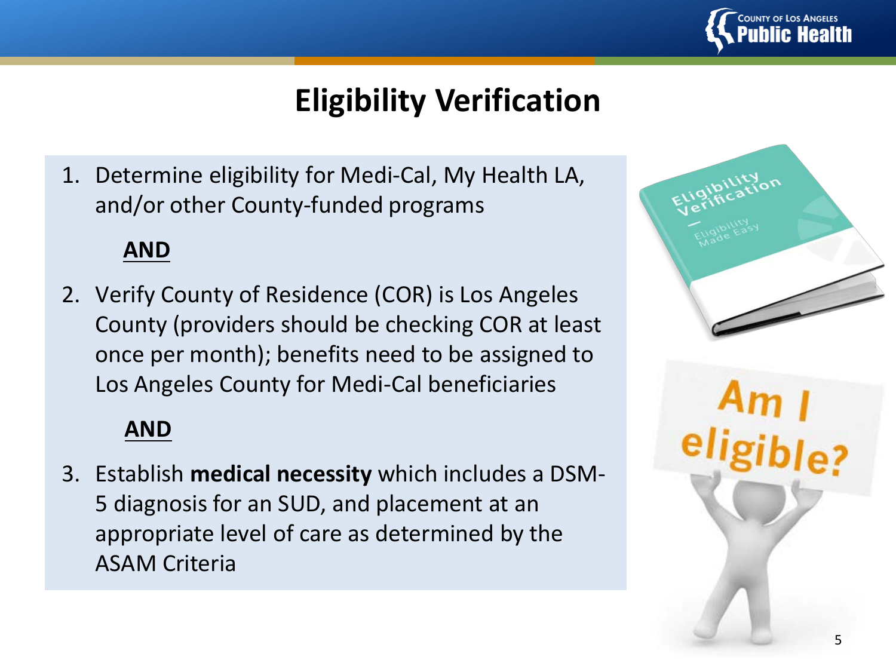# Eligibility Verification

1. Determine eligibility for Medi-Cal, My Health LA, and/or other County-funded programs

   **AND**

2. Verify County of Residence (COR) is Los Angeles County (providers should be checking COR at least once per month); benefits need to be assigned to Los Angeles County for Medi-Cal beneficiaries

   **AND**

3. Establish **medical necessity** which includes a DSM-5 diagnosis for an SUD, and placement at an appropriate level of care as determined by the ASAM Criteria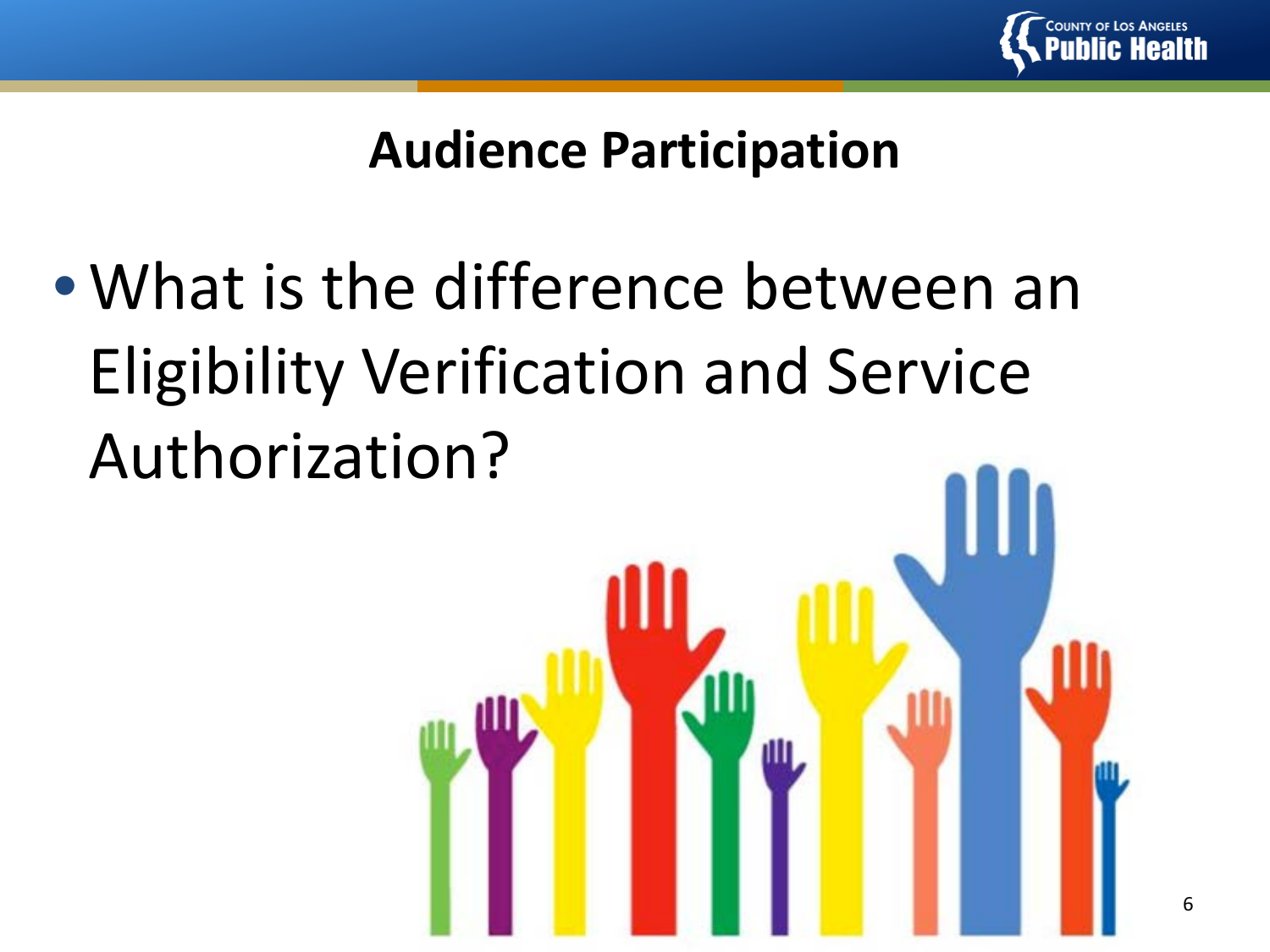# Audience Participation

- What is the difference between an Eligibility Verification and Service Authorization?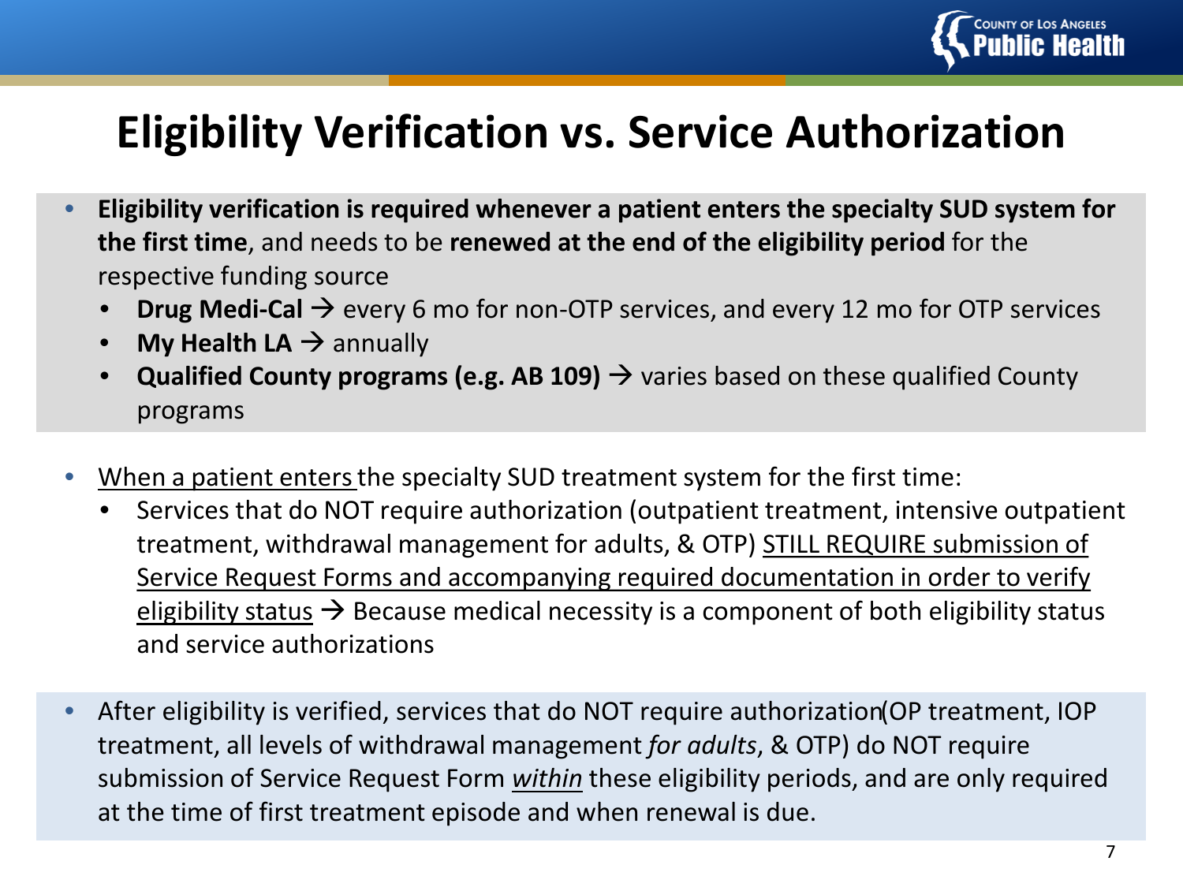# Eligibility Verification vs. Service Authorization

- **Eligibility verification is required whenever a patient enters the specialty SUD system for the first time**, and needs to be **renewed at the end of the eligibility period** for the respective funding source
  - **Drug Medi-Cal** → every 6 mo for non-OTP services, and every 12 mo for OTP services
  - **My Health LA** → annually
  - **Qualified County programs (e.g. AB 109)** → varies based on these qualified County programs

- When a patient enters the specialty SUD treatment system for the first time:
  - Services that do NOT require authorization (outpatient treatment, intensive outpatient treatment, withdrawal management for adults, & OTP) STILL REQUIRE submission of Service Request Forms and accompanying required documentation in order to verify eligibility status → Because medical necessity is a component of both eligibility status and service authorizations

- After eligibility is verified, services that do NOT require authorization(OP treatment, IOP treatment, all levels of withdrawal management *for adults*, & OTP) do NOT require submission of Service Request Form *within* these eligibility periods, and are only required at the time of first treatment episode and when renewal is due.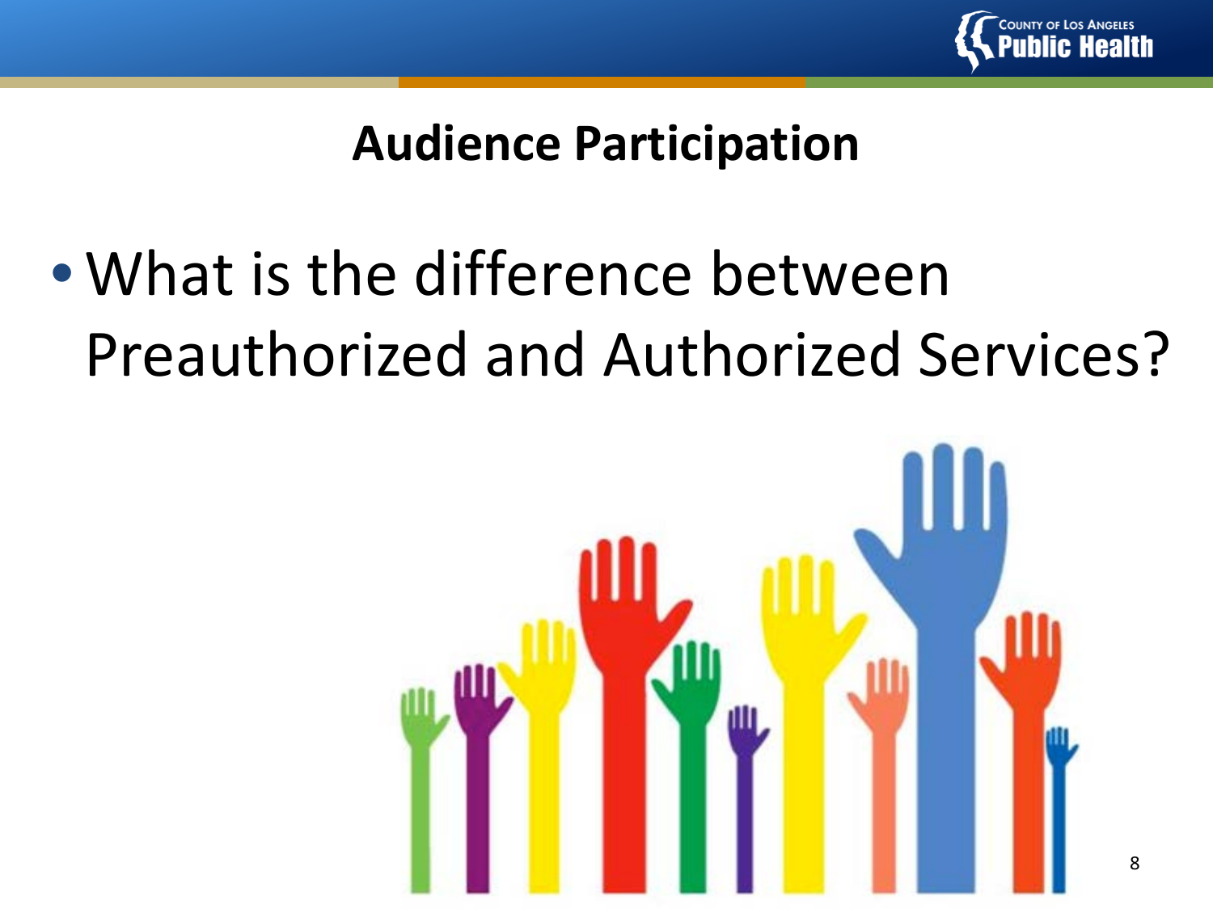## Audience Participation

- What is the difference between Preauthorized and Authorized Services?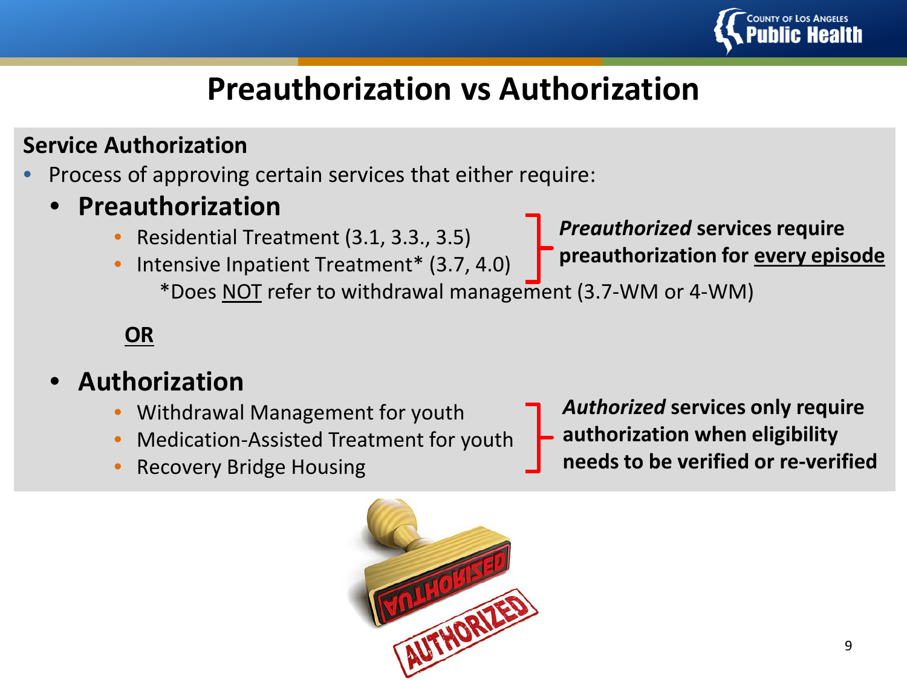# Preauthorization vs Authorization

**Service Authorization**

- Process of approving certain services that either require:
  - **Preauthorization**
    - Residential Treatment (3.1, 3.3., 3.5)
    - Intensive Inpatient Treatment* (3.7, 4.0)

      *Does NOT refer to withdrawal management (3.7-WM or 4-WM)

    ***Preauthorized*** **services require preauthorization for every episode**

  **OR**

  - **Authorization**
    - Withdrawal Management for youth
    - Medication-Assisted Treatment for youth
    - Recovery Bridge Housing

    ***Authorized*** **services only require authorization when eligibility needs to be verified or re-verified**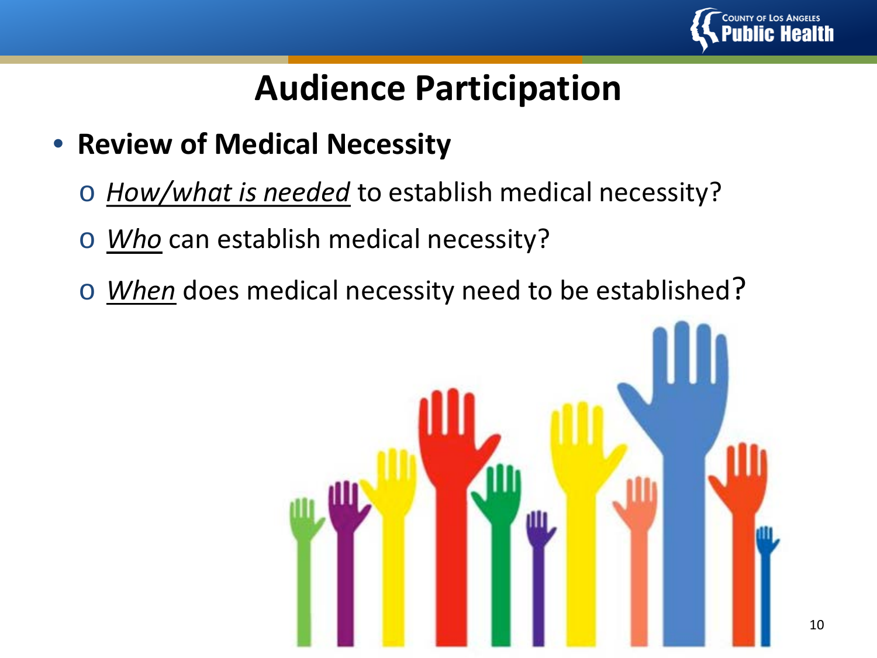# Audience Participation

- **Review of Medical Necessity**
  - *How/what is needed* to establish medical necessity?
  - *Who* can establish medical necessity?
  - *When* does medical necessity need to be established?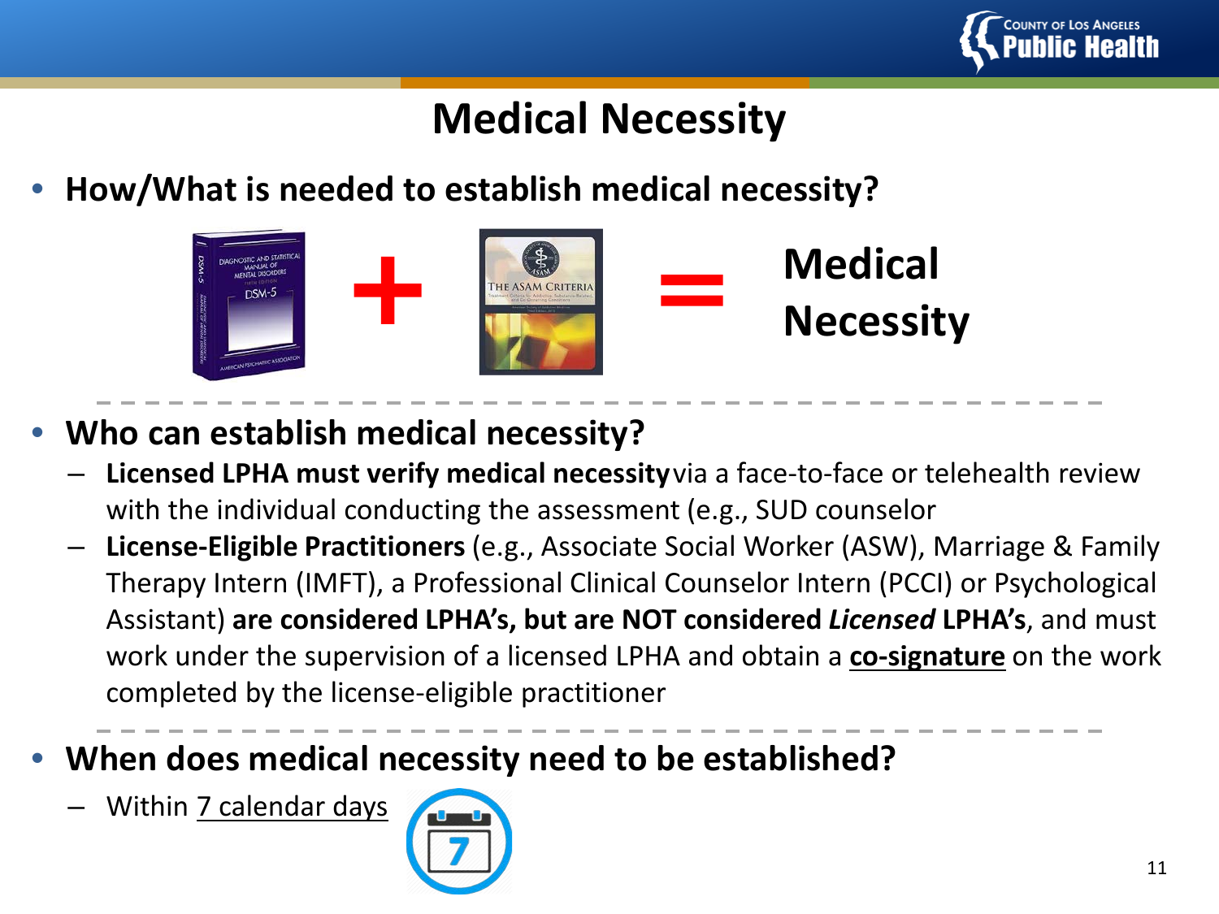# Medical Necessity

- **How/What is needed to establish medical necessity?**

DSM-5 + THE ASAM CRITERIA = **Medical Necessity**

- **Who can establish medical necessity?**
  - **Licensed LPHA must verify medical necessity** via a face-to-face or telehealth review with the individual conducting the assessment (e.g., SUD counselor
  - **License-Eligible Practitioners** (e.g., Associate Social Worker (ASW), Marriage & Family Therapy Intern (IMFT), a Professional Clinical Counselor Intern (PCCI) or Psychological Assistant) **are considered LPHA's, but are NOT considered *Licensed* LPHA's**, and must work under the supervision of a licensed LPHA and obtain a **co-signature** on the work completed by the license-eligible practitioner

- **When does medical necessity need to be established?**
  - Within 7 calendar days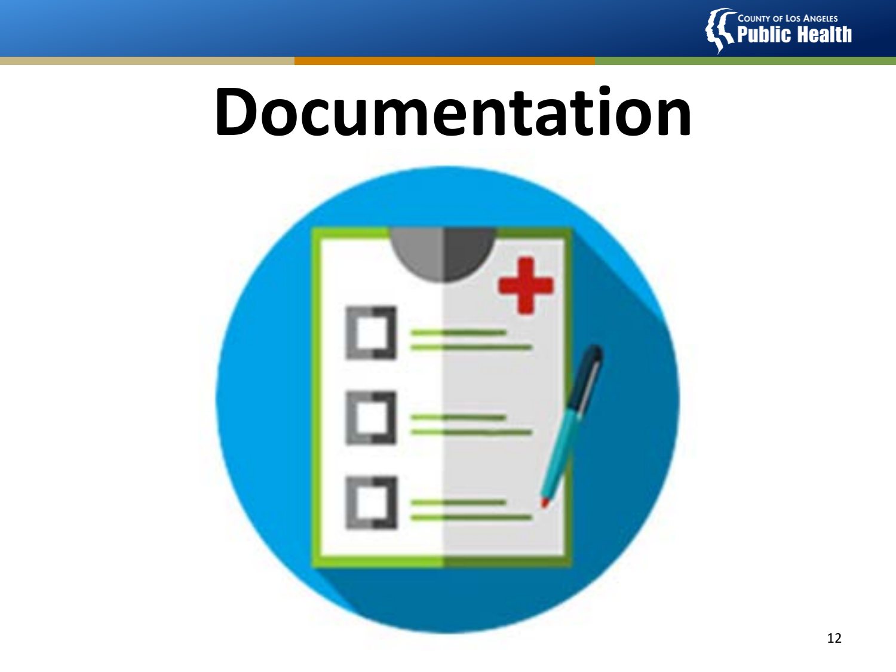# Documentation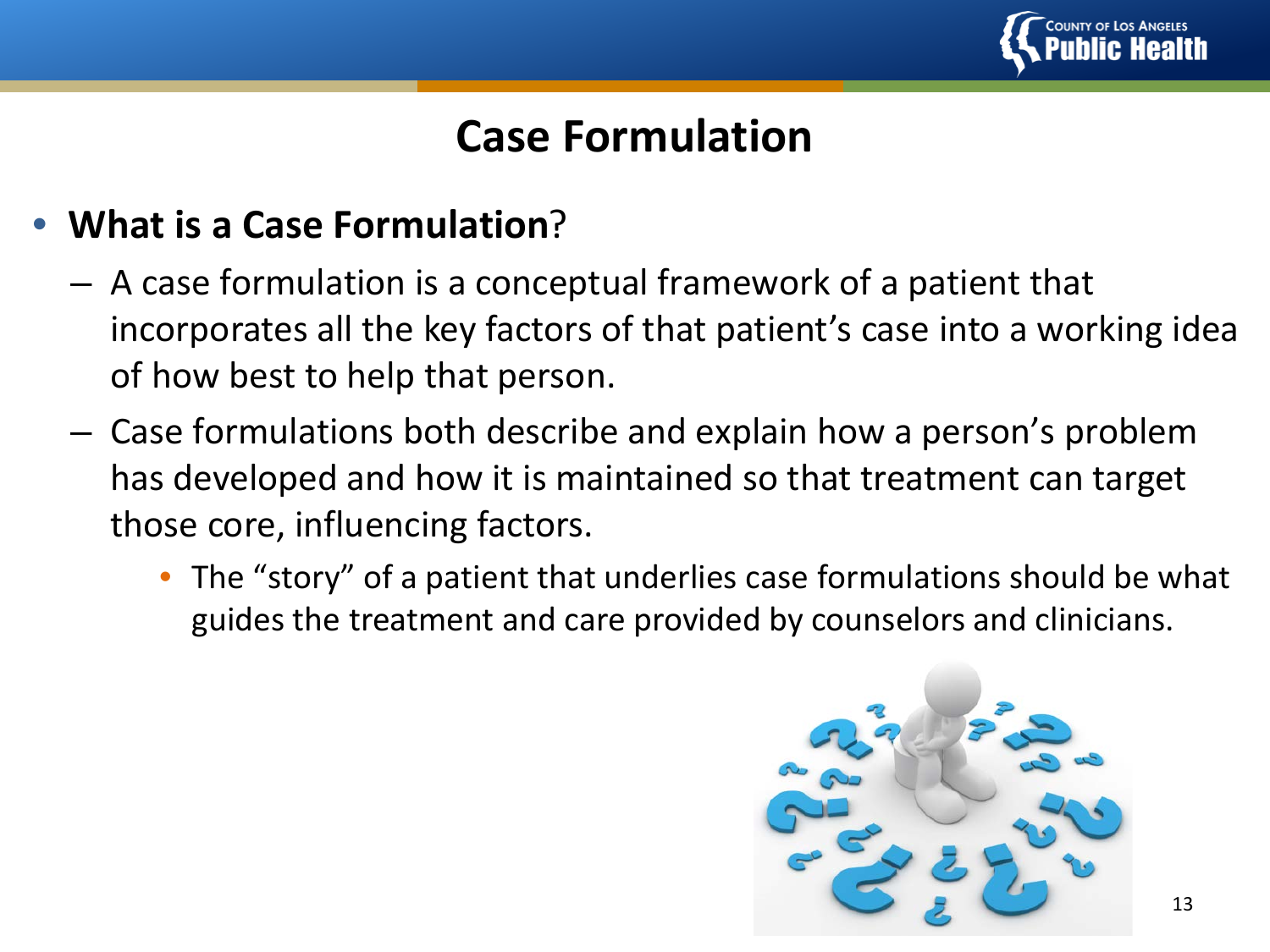# Case Formulation

- **What is a Case Formulation**?
  - A case formulation is a conceptual framework of a patient that incorporates all the key factors of that patient's case into a working idea of how best to help that person.
  - Case formulations both describe and explain how a person's problem has developed and how it is maintained so that treatment can target those core, influencing factors.
    - The "story" of a patient that underlies case formulations should be what guides the treatment and care provided by counselors and clinicians.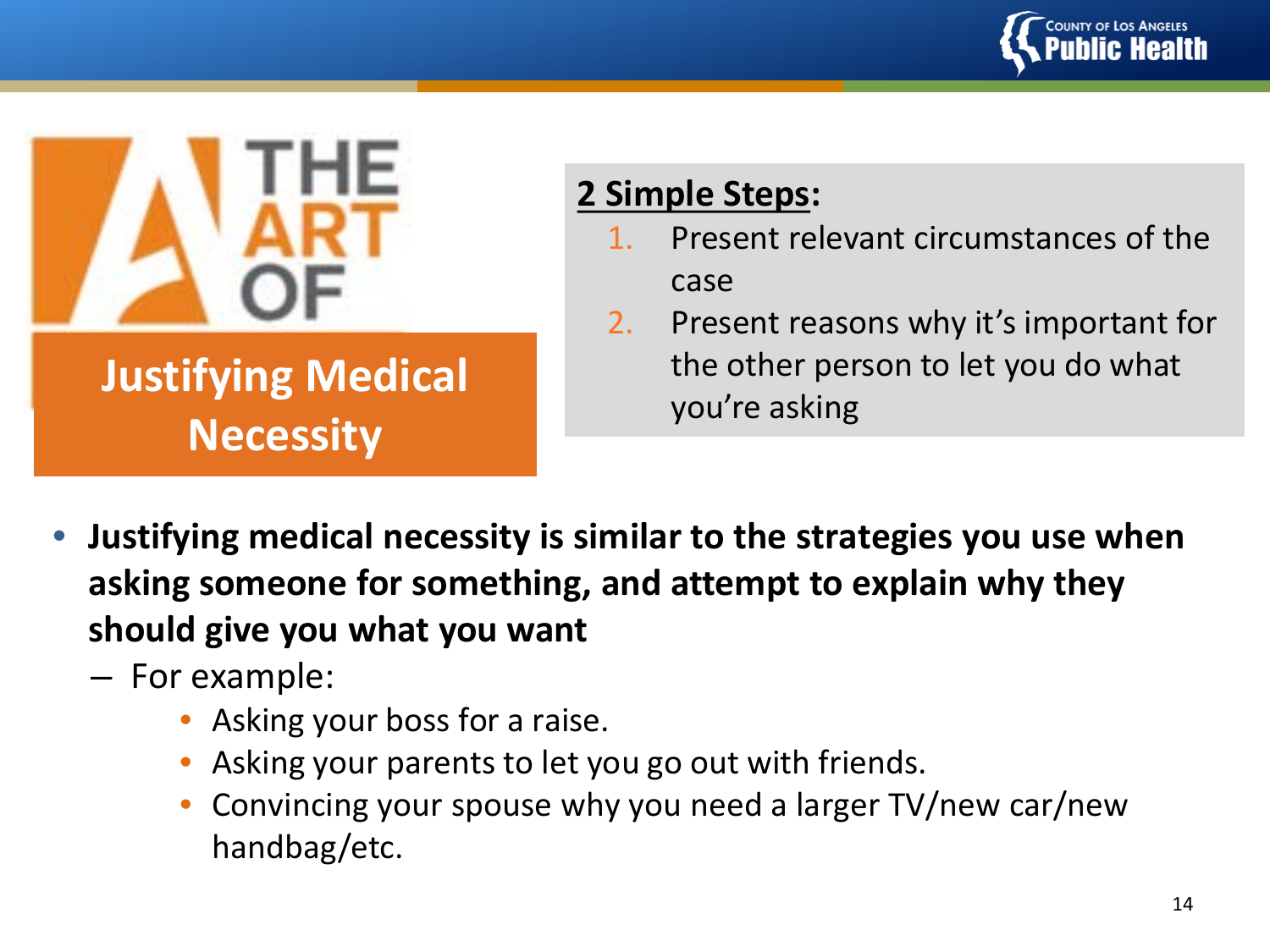# THE ART OF Justifying Medical Necessity

**2 Simple Steps:**

1. Present relevant circumstances of the case
2. Present reasons why it's important for the other person to let you do what you're asking

- **Justifying medical necessity is similar to the strategies you use when asking someone for something, and attempt to explain why they should give you what you want**
  - For example:
    - Asking your boss for a raise.
    - Asking your parents to let you go out with friends.
    - Convincing your spouse why you need a larger TV/new car/new handbag/etc.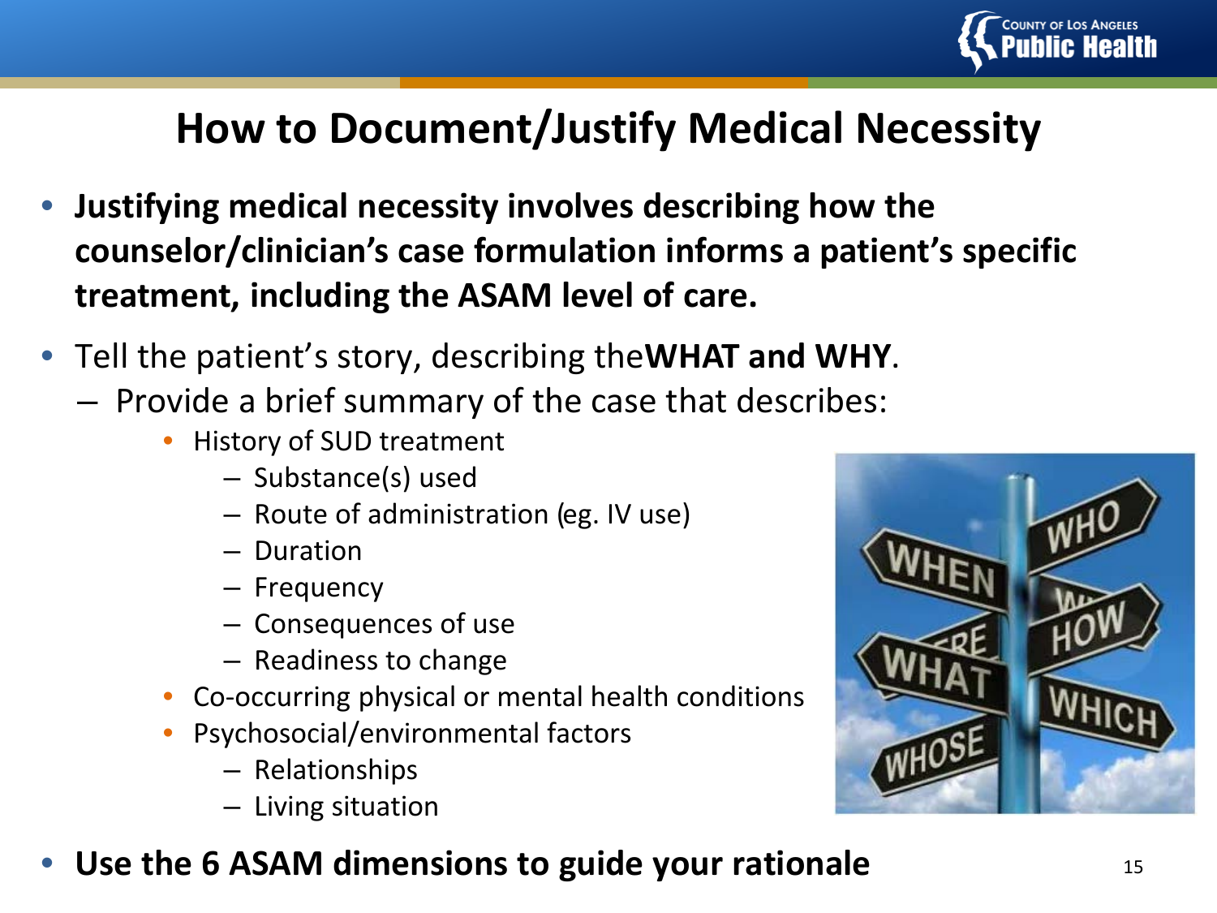# How to Document/Justify Medical Necessity

- **Justifying medical necessity involves describing how the counselor/clinician's case formulation informs a patient's specific treatment, including the ASAM level of care.**
- Tell the patient's story, describing the **WHAT and WHY**.
  - Provide a brief summary of the case that describes:
    - History of SUD treatment
      - Substance(s) used
      - Route of administration (eg. IV use)
      - Duration
      - Frequency
      - Consequences of use
      - Readiness to change
    - Co-occurring physical or mental health conditions
    - Psychosocial/environmental factors
      - Relationships
      - Living situation
- **Use the 6 ASAM dimensions to guide your rationale**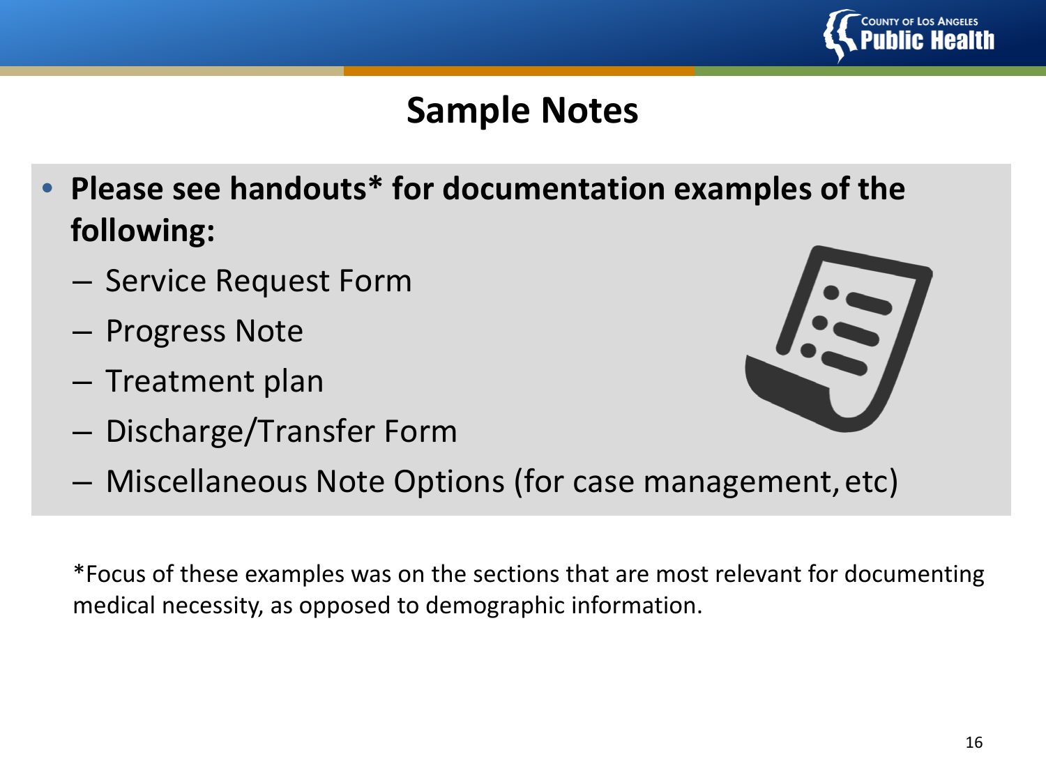# Sample Notes

- **Please see handouts* for documentation examples of the following:**
  - Service Request Form
  - Progress Note
  - Treatment plan
  - Discharge/Transfer Form
  - Miscellaneous Note Options (for case management, etc)

*Focus of these examples was on the sections that are most relevant for documenting medical necessity, as opposed to demographic information.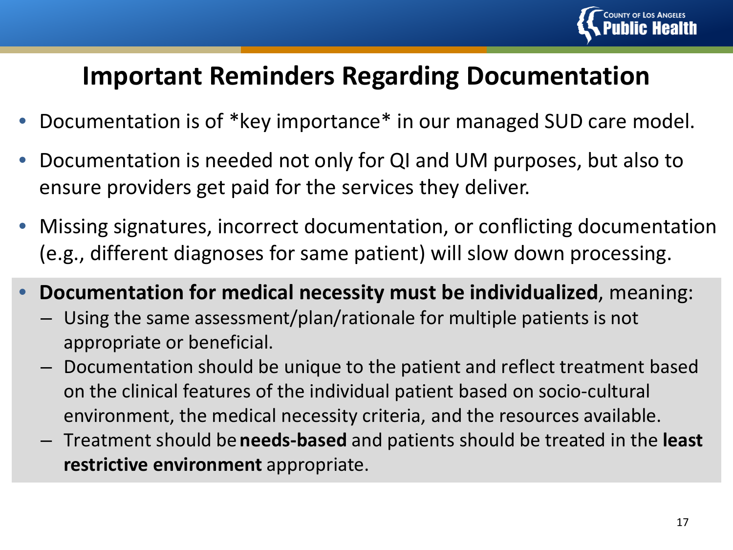# Important Reminders Regarding Documentation

- Documentation is of *key importance* in our managed SUD care model.
- Documentation is needed not only for QI and UM purposes, but also to ensure providers get paid for the services they deliver.
- Missing signatures, incorrect documentation, or conflicting documentation (e.g., different diagnoses for same patient) will slow down processing.
- **Documentation for medical necessity must be individualized**, meaning:
  - Using the same assessment/plan/rationale for multiple patients is not appropriate or beneficial.
  - Documentation should be unique to the patient and reflect treatment based on the clinical features of the individual patient based on socio-cultural environment, the medical necessity criteria, and the resources available.
  - Treatment should be **needs-based** and patients should be treated in the **least restrictive environment** appropriate.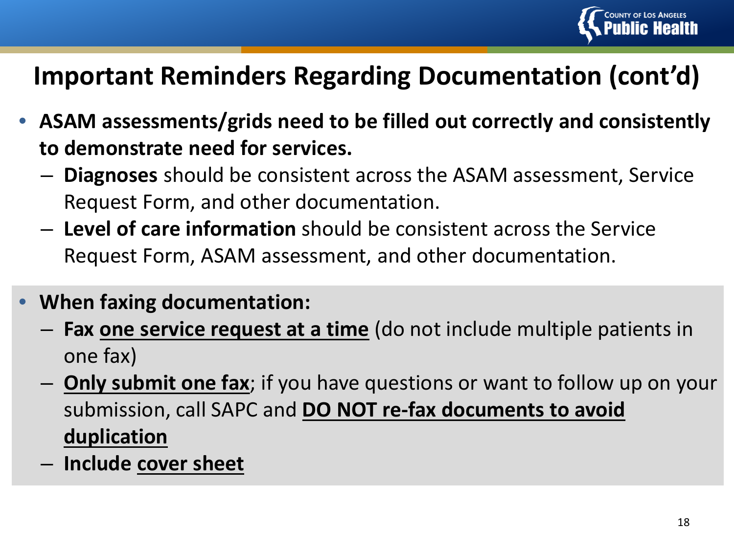# Important Reminders Regarding Documentation (cont'd)

- **ASAM assessments/grids need to be filled out correctly and consistently to demonstrate need for services.**
  - **Diagnoses** should be consistent across the ASAM assessment, Service Request Form, and other documentation.
  - **Level of care information** should be consistent across the Service Request Form, ASAM assessment, and other documentation.

- **When faxing documentation:**
  - **Fax <u>one service request at a time</u>** (do not include multiple patients in one fax)
  - **<u>Only submit one fax</u>**; if you have questions or want to follow up on your submission, call SAPC and **<u>DO NOT re-fax documents to avoid duplication</u>**
  - **Include <u>cover sheet</u>**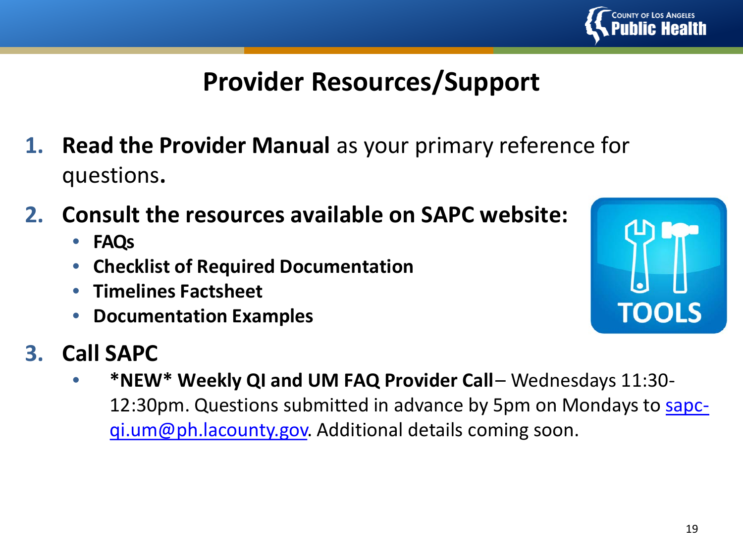# Provider Resources/Support

1. **Read the Provider Manual** as your primary reference for questions**.**
2. **Consult the resources available on SAPC website:**
   - **FAQs**
   - **Checklist of Required Documentation**
   - **Timelines Factsheet**
   - **Documentation Examples**
3. **Call SAPC**
   - ***NEW* Weekly QI and UM FAQ Provider Call**– Wednesdays 11:30-12:30pm. Questions submitted in advance by 5pm on Mondays to sapc-qi.um@ph.lacounty.gov. Additional details coming soon.